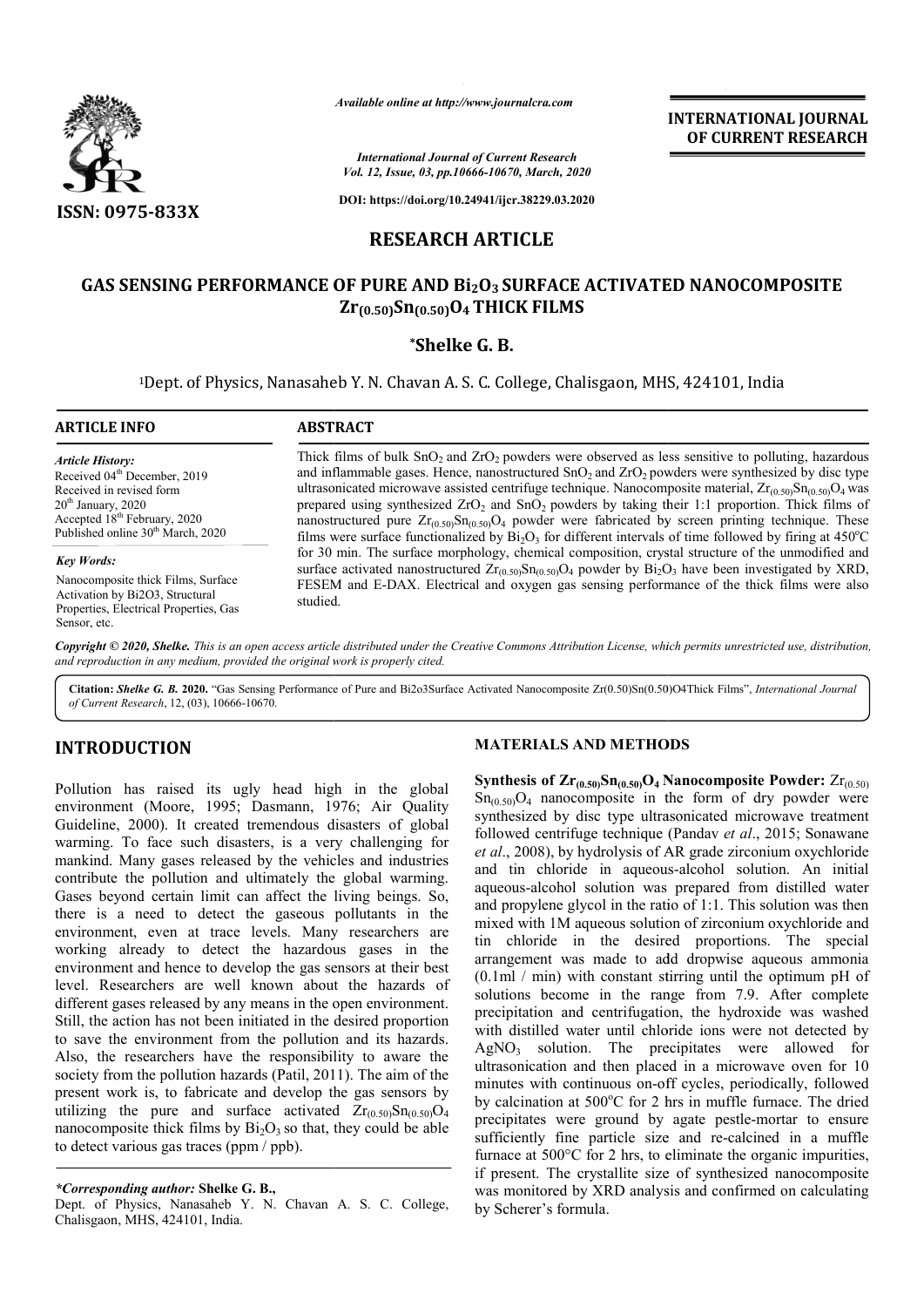*Available online at http://www.journalcra.com*

**INTERNATIONAL JOURNAL OF CURRENT RESEARCH**

*International Journal of Current Research*
*Vol. 12, Issue, 03, pp.10666-10670, March, 2020*

**DOI: https://doi.org/10.24941/ijcr.38229.03.2020**

**ISSN: 0975-833X**

## RESEARCH ARTICLE

# GAS SENSING PERFORMANCE OF PURE AND $Bi_2O_3$ SURFACE ACTIVATED NANOCOMPOSITE $Zr_{(0.50)}Sn_{(0.50)}O_4$ THICK FILMS

**\*Shelke G. B.**

[1]Dept. of Physics, Nanasaheb Y. N. Chavan A. S. C. College, Chalisgaon, MHS, 424101, India

### ARTICLE INFO

*Article History:*
Received 04[th] December, 2019
Received in revised form
20[th] January, 2020
Accepted 18[th] February, 2020
Published online 30[th] March, 2020

*Key Words:*
Nanocomposite thick Films, Surface Activation by Bi2O3, Structural Properties, Electrical Properties, Gas Sensor, etc.

### ABSTRACT

Thick films of bulk $SnO_2$ and $ZrO_2$ powders were observed as less sensitive to polluting, hazardous and inflammable gases. Hence, nanostructured $SnO_2$ and $ZrO_2$ powders were synthesized by disc type ultrasonicated microwave assisted centrifuge technique. Nanocomposite material, $Zr_{(0.50)}Sn_{(0.50)}O_4$ was prepared using synthesized $ZrO_2$ and $SnO_2$ powders by taking their 1:1 proportion. Thick films of nanostructured pure $Zr_{(0.50)}Sn_{(0.50)}O_4$ powder were fabricated by screen printing technique. These films were surface functionalized by $Bi_2O_3$ for different intervals of time followed by firing at 450°C for 30 min. The surface morphology, chemical composition, crystal structure of the unmodified and surface activated nanostructured $Zr_{(0.50)}Sn_{(0.50)}O_4$ powder by $Bi_2O_3$ have been investigated by XRD, FESEM and E-DAX. Electrical and oxygen gas sensing performance of the thick films were also studied.

*Copyright © 2020, Shelke. This is an open access article distributed under the Creative Commons Attribution License, which permits unrestricted use, distribution, and reproduction in any medium, provided the original work is properly cited.*

**Citation:** *Shelke G. B.* **2020.** "Gas Sensing Performance of Pure and Bi2o3Surface Activated Nanocomposite Zr(0.50)Sn(0.50)O4Thick Films", *International Journal of Current Research*, 12, (03), 10666-10670.

## INTRODUCTION

Pollution has raised its ugly head high in the global environment (Moore, 1995; Dasmann, 1976; Air Quality Guideline, 2000). It created tremendous disasters of global warming. To face such disasters, is a very challenging for mankind. Many gases released by the vehicles and industries contribute the pollution and ultimately the global warming. Gases beyond certain limit can affect the living beings. So, there is a need to detect the gaseous pollutants in the environment, even at trace levels. Many researchers are working already to detect the hazardous gases in the environment and hence to develop the gas sensors at their best level. Researchers are well known about the hazards of different gases released by any means in the open environment. Still, the action has not been initiated in the desired proportion to save the environment from the pollution and its hazards. Also, the researchers have the responsibility to aware the society from the pollution hazards (Patil, 2011). The aim of the present work is, to fabricate and develop the gas sensors by utilizing the pure and surface activated $Zr_{(0.50)}Sn_{(0.50)}O_4$ nanocomposite thick films by $Bi_2O_3$ so that, they could be able to detect various gas traces (ppm / ppb).

*\*Corresponding author:* **Shelke G. B.,**
Dept. of Physics, Nanasaheb Y. N. Chavan A. S. C. College, Chalisgaon, MHS, 424101, India.

## MATERIALS AND METHODS

**Synthesis of $Zr_{(0.50)}Sn_{(0.50)}O_4$ Nanocomposite Powder:** $Zr_{(0.50)}Sn_{(0.50)}O_4$ nanocomposite in the form of dry powder were synthesized by disc type ultrasonicated microwave treatment followed centrifuge technique (Pandav *et al*., 2015; Sonawane *et al*., 2008), by hydrolysis of AR grade zirconium oxychloride and tin chloride in aqueous-alcohol solution. An initial aqueous-alcohol solution was prepared from distilled water and propylene glycol in the ratio of 1:1. This solution was then mixed with 1M aqueous solution of zirconium oxychloride and tin chloride in the desired proportions. The special arrangement was made to add dropwise aqueous ammonia (0.1ml / min) with constant stirring until the optimum pH of solutions become in the range from 7.9. After complete precipitation and centrifugation, the hydroxide was washed with distilled water until chloride ions were not detected by $AgNO_3$ solution. The precipitates were allowed for ultrasonication and then placed in a microwave oven for 10 minutes with continuous on-off cycles, periodically, followed by calcination at 500°C for 2 hrs in muffle furnace. The dried precipitates were ground by agate pestle-mortar to ensure sufficiently fine particle size and re-calcined in a muffle furnace at 500°C for 2 hrs, to eliminate the organic impurities, if present. The crystallite size of synthesized nanocomposite was monitored by XRD analysis and confirmed on calculating by Scherer's formula.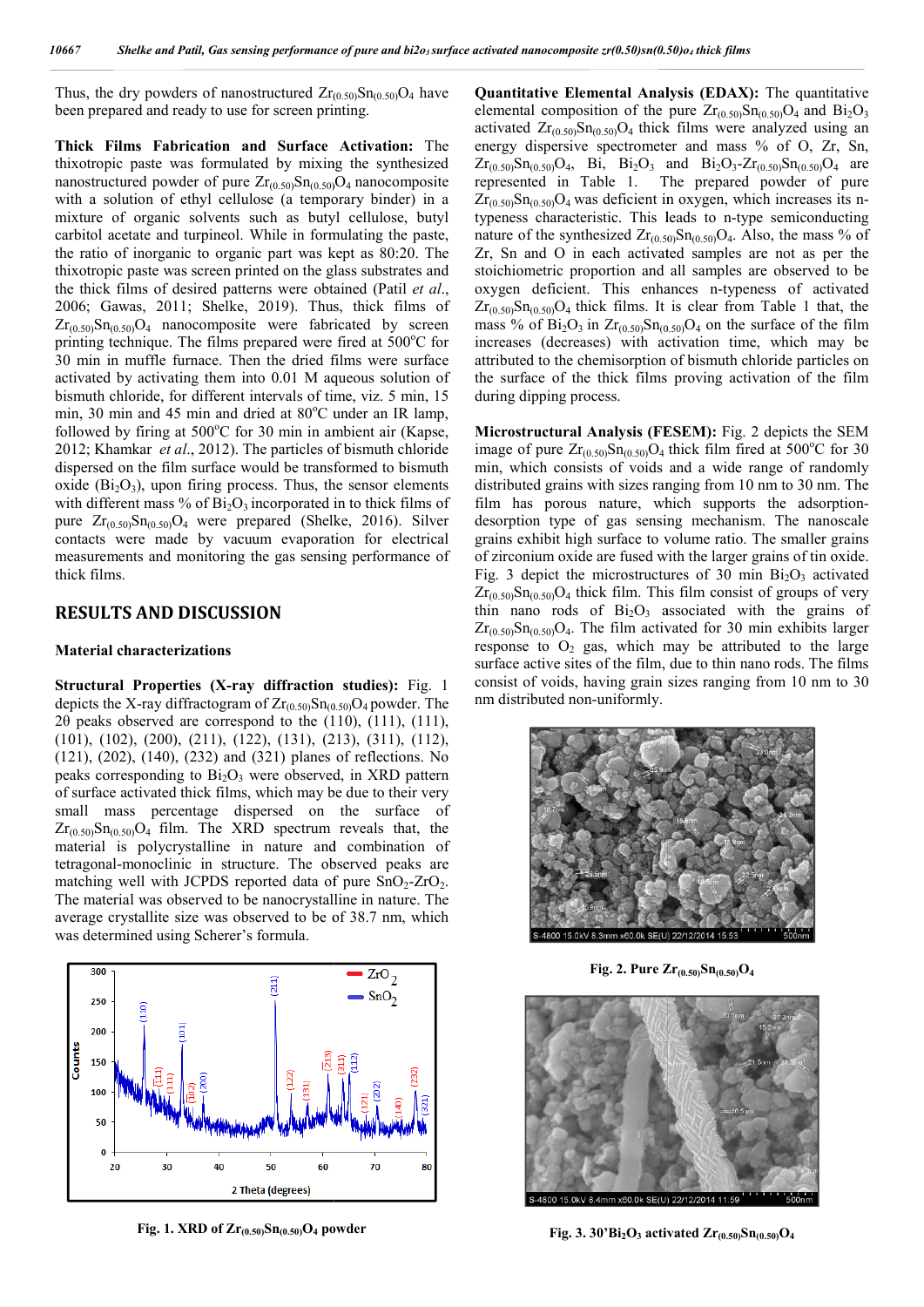Thus, the dry powders of nanostructured $Zr_{(0.50)}Sn_{(0.50)}O_4$ have been prepared and ready to use for screen printing.

**Thick Films Fabrication and Surface Activation:** The thixotropic paste was formulated by mixing the synthesized nanostructured powder of pure $Zr_{(0.50)}Sn_{(0.50)}O_4$ nanocomposite with a solution of ethyl cellulose (a temporary binder) in a mixture of organic solvents such as butyl cellulose, butyl carbitol acetate and turpineol. While in formulating the paste, the ratio of inorganic to organic part was kept as 80:20. The thixotropic paste was screen printed on the glass substrates and the thick films of desired patterns were obtained (Patil *et al.*, 2006; Gawas, 2011; Shelke, 2019). Thus, thick films of $Zr_{(0.50)}Sn_{(0.50)}O_4$ nanocomposite were fabricated by screen printing technique. The films prepared were fired at 500°C for 30 min in muffle furnace. Then the dried films were surface activated by activating them into 0.01 M aqueous solution of bismuth chloride, for different intervals of time, viz. 5 min, 15 min, 30 min and 45 min and dried at 80°C under an IR lamp, followed by firing at 500°C for 30 min in ambient air (Kapse, 2012; Khamkar *et al.*, 2012). The particles of bismuth chloride dispersed on the film surface would be transformed to bismuth oxide ($Bi_2O_3$), upon firing process. Thus, the sensor elements with different mass % of $Bi_2O_3$ incorporated in to thick films of pure $Zr_{(0.50)}Sn_{(0.50)}O_4$ were prepared (Shelke, 2016). Silver contacts were made by vacuum evaporation for electrical measurements and monitoring the gas sensing performance of thick films.

## RESULTS AND DISCUSSION

### Material characterizations

**Structural Properties (X-ray diffraction studies):** Fig. 1 depicts the X-ray diffractogram of $Zr_{(0.50)}Sn_{(0.50)}O_4$ powder. The 2θ peaks observed are correspond to the (110), (111), (111), (101), (102), (200), (211), (122), (131), (213), (311), (112), (121), (202), (140), (232) and (321) planes of reflections. No peaks corresponding to $Bi_2O_3$ were observed, in XRD pattern of surface activated thick films, which may be due to their very small mass percentage dispersed on the surface of $Zr_{(0.50)}Sn_{(0.50)}O_4$ film. The XRD spectrum reveals that, the material is polycrystalline in nature and combination of tetragonal-monoclinic in structure. The observed peaks are matching well with JCPDS reported data of pure $SnO_2$-$ZrO_2$. The material was observed to be nanocrystalline in nature. The average crystallite size was observed to be of 38.7 nm, which was determined using Scherer's formula.

**Fig. 1. XRD of $Zr_{(0.50)}Sn_{(0.50)}O_4$ powder**

**Quantitative Elemental Analysis (EDAX):** The quantitative elemental composition of the pure $Zr_{(0.50)}Sn_{(0.50)}O_4$ and $Bi_2O_3$ activated $Zr_{(0.50)}Sn_{(0.50)}O_4$ thick films were analyzed using an energy dispersive spectrometer and mass % of O, Zr, Sn, $Zr_{(0.50)}Sn_{(0.50)}O_4$, Bi, $Bi_2O_3$ and $Bi_2O_3$-$Zr_{(0.50)}Sn_{(0.50)}O_4$ are represented in Table 1. The prepared powder of pure $Zr_{(0.50)}Sn_{(0.50)}O_4$ was deficient in oxygen, which increases its n-typeness characteristic. This leads to n-type semiconducting nature of the synthesized $Zr_{(0.50)}Sn_{(0.50)}O_4$. Also, the mass % of Zr, Sn and O in each activated samples are not as per the stoichiometric proportion and all samples are observed to be oxygen deficient. This enhances n-typeness of activated $Zr_{(0.50)}Sn_{(0.50)}O_4$ thick films. It is clear from Table 1 that, the mass % of $Bi_2O_3$ in $Zr_{(0.50)}Sn_{(0.50)}O_4$ on the surface of the film increases (decreases) with activation time, which may be attributed to the chemisorption of bismuth chloride particles on the surface of the thick films proving activation of the film during dipping process.

**Microstructural Analysis (FESEM):** Fig. 2 depicts the SEM image of pure $Zr_{(0.50)}Sn_{(0.50)}O_4$ thick film fired at 500°C for 30 min, which consists of voids and a wide range of randomly distributed grains with sizes ranging from 10 nm to 30 nm. The film has porous nature, which supports the adsorption-desorption type of gas sensing mechanism. The nanoscale grains exhibit high surface to volume ratio. The smaller grains of zirconium oxide are fused with the larger grains of tin oxide. Fig. 3 depict the microstructures of 30 min $Bi_2O_3$ activated $Zr_{(0.50)}Sn_{(0.50)}O_4$ thick film. This film consist of groups of very thin nano rods of $Bi_2O_3$ associated with the grains of $Zr_{(0.50)}Sn_{(0.50)}O_4$. The film activated for 30 min exhibits larger response to $O_2$ gas, which may be attributed to the large surface active sites of the film, due to thin nano rods. The films consist of voids, having grain sizes ranging from 10 nm to 30 nm distributed non-uniformly.

**Fig. 2. Pure $Zr_{(0.50)}Sn_{(0.50)}O_4$**

**Fig. 3. 30' $Bi_2O_3$ activated $Zr_{(0.50)}Sn_{(0.50)}O_4$**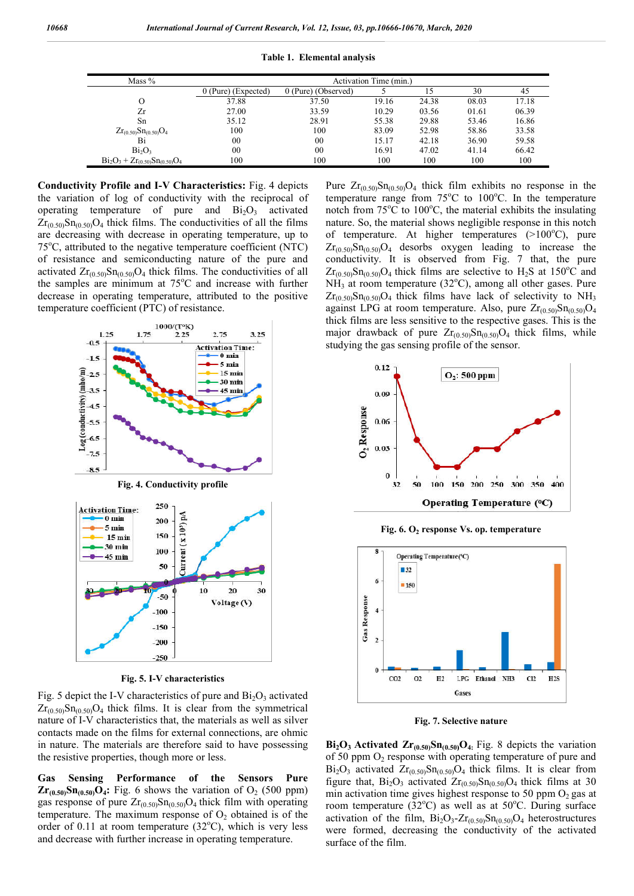**Table 1. Elemental analysis**

| Mass % | Activation Time (min.) | | | | | |
|---|---|---|---|---|---|---|
| | 0 (Pure) (Expected) | 0 (Pure) (Observed) | 5 | 15 | 30 | 45 |
| O | 37.88 | 37.50 | 19.16 | 24.38 | 08.03 | 17.18 |
| Zr | 27.00 | 33.59 | 10.29 | 03.56 | 01.61 | 06.39 |
| Sn | 35.12 | 28.91 | 55.38 | 29.88 | 53.46 | 16.86 |
| $Zr_{(0.50)}Sn_{(0.50)}O_4$ | 100 | 100 | 83.09 | 52.98 | 58.86 | 33.58 |
| Bi | 00 | 00 | 15.17 | 42.18 | 36.90 | 59.58 |
| $Bi_2O_3$ | 00 | 00 | 16.91 | 47.02 | 41.14 | 66.42 |
| $Bi_2O_3 + Zr_{(0.50)}Sn_{(0.50)}O_4$ | 100 | 100 | 100 | 100 | 100 | 100 |

**Conductivity Profile and I-V Characteristics:** Fig. 4 depicts the variation of log of conductivity with the reciprocal of operating temperature of pure and $Bi_2O_3$ activated $Zr_{(0.50)}Sn_{(0.50)}O_4$ thick films. The conductivities of all the films are decreasing with decrease in operating temperature, up to 75°C, attributed to the negative temperature coefficient (NTC) of resistance and semiconducting nature of the pure and activated $Zr_{(0.50)}Sn_{(0.50)}O_4$ thick films. The conductivities of all the samples are minimum at 75°C and increase with further decrease in operating temperature, attributed to the positive temperature coefficient (PTC) of resistance.

Fig. 4. Conductivity profile

Fig. 5. I-V characteristics

Fig. 5 depict the I-V characteristics of pure and $Bi_2O_3$ activated $Zr_{(0.50)}Sn_{(0.50)}O_4$ thick films. It is clear from the symmetrical nature of I-V characteristics that, the materials as well as silver contacts made on the films for external connections, are ohmic in nature. The materials are therefore said to have possessing the resistive properties, though more or less.

**Gas Sensing Performance of the Sensors Pure $Zr_{(0.50)}Sn_{(0.50)}O_4$:** Fig. 6 shows the variation of $O_2$ (500 ppm) gas response of pure $Zr_{(0.50)}Sn_{(0.50)}O_4$ thick film with operating temperature. The maximum response of $O_2$ obtained is of the order of 0.11 at room temperature (32°C), which is very less and decrease with further increase in operating temperature.

Pure $Zr_{(0.50)}Sn_{(0.50)}O_4$ thick film exhibits no response in the temperature range from 75°C to 100°C. In the temperature notch from 75°C to 100°C, the material exhibits the insulating nature. So, the material shows negligible response in this notch of temperature. At higher temperatures (>100°C), pure $Zr_{(0.50)}Sn_{(0.50)}O_4$ desorbs oxygen leading to increase the conductivity. It is observed from Fig. 7 that, the pure $Zr_{(0.50)}Sn_{(0.50)}O_4$ thick films are selective to $H_2S$ at 150°C and $NH_3$ at room temperature (32°C), among all other gases. Pure $Zr_{(0.50)}Sn_{(0.50)}O_4$ thick films have lack of selectivity to $NH_3$ against LPG at room temperature. Also, pure $Zr_{(0.50)}Sn_{(0.50)}O_4$ thick films are less sensitive to the respective gases. This is the major drawback of pure $Zr_{(0.50)}Sn_{(0.50)}O_4$ thick films, while studying the gas sensing profile of the sensor.

Fig. 6. $O_2$ response Vs. op. temperature

Fig. 7. Selective nature

**$Bi_2O_3$ Activated $Zr_{(0.50)}Sn_{(0.50)}O_4$:** Fig. 8 depicts the variation of 50 ppm $O_2$ response with operating temperature of pure and $Bi_2O_3$ activated $Zr_{(0.50)}Sn_{(0.50)}O_4$ thick films. It is clear from figure that, $Bi_2O_3$ activated $Zr_{(0.50)}Sn_{(0.50)}O_4$ thick films at 30 min activation time gives highest response to 50 ppm $O_2$ gas at room temperature (32°C) as well as at 50°C. During surface activation of the film, $Bi_2O_3$-$Zr_{(0.50)}Sn_{(0.50)}O_4$ heterostructures were formed, decreasing the conductivity of the activated surface of the film.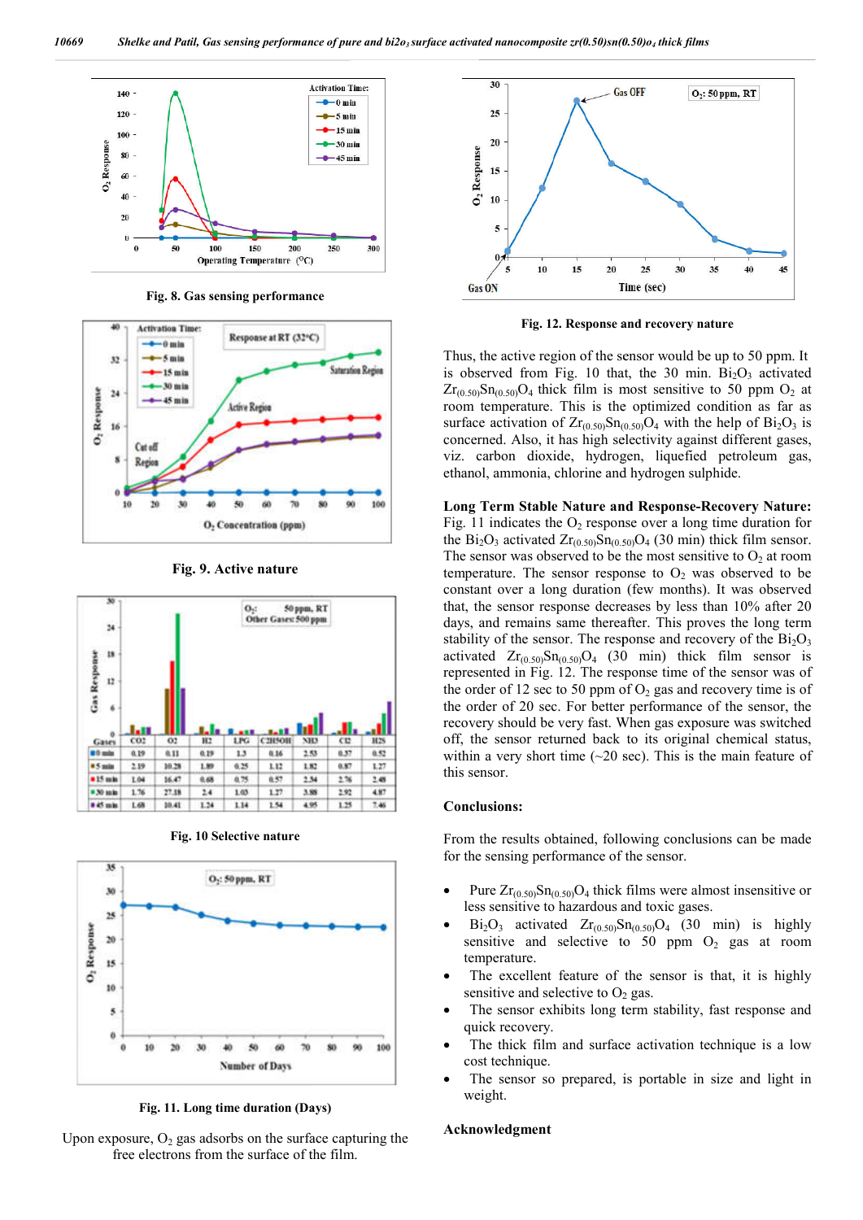Fig. 8. Gas sensing performance

Fig. 9. Active nature

| Gases | CO2 | O2 | H2 | LPG | C2H5OH | NH3 | Cl2 | H2S |
|---|---|---|---|---|---|---|---|---|
| 0 min | 0.19 | 0.11 | 0.19 | 1.3 | 0.16 | 2.53 | 0.37 | 0.52 |
| 5 min | 2.19 | 10.28 | 1.89 | 0.25 | 1.12 | 1.82 | 0.87 | 1.27 |
| 15 min | 1.04 | 16.47 | 0.68 | 0.75 | 0.57 | 2.34 | 2.76 | 2.48 |
| 30 min | 1.76 | 27.18 | 2.4 | 1.03 | 1.27 | 3.88 | 2.92 | 4.87 |
| 45 min | 1.68 | 10.41 | 1.24 | 1.14 | 1.54 | 4.95 | 1.25 | 7.46 |

Fig. 10 Selective nature

Fig. 11. Long time duration (Days)

Upon exposure, $O_2$ gas adsorbs on the surface capturing the free electrons from the surface of the film.

Fig. 12. Response and recovery nature

Thus, the active region of the sensor would be up to 50 ppm. It is observed from Fig. 10 that, the 30 min. $Bi_2O_3$ activated $Zr_{(0.50)}Sn_{(0.50)}O_4$ thick film is most sensitive to 50 ppm $O_2$ at room temperature. This is the optimized condition as far as surface activation of $Zr_{(0.50)}Sn_{(0.50)}O_4$ with the help of $Bi_2O_3$ is concerned. Also, it has high selectivity against different gases, viz. carbon dioxide, hydrogen, liquefied petroleum gas, ethanol, ammonia, chlorine and hydrogen sulphide.

**Long Term Stable Nature and Response-Recovery Nature:** Fig. 11 indicates the $O_2$ response over a long time duration for the $Bi_2O_3$ activated $Zr_{(0.50)}Sn_{(0.50)}O_4$ (30 min) thick film sensor. The sensor was observed to be the most sensitive to $O_2$ at room temperature. The sensor response to $O_2$ was observed to be constant over a long duration (few months). It was observed that, the sensor response decreases by less than 10% after 20 days, and remains same thereafter. This proves the long term stability of the sensor. The response and recovery of the $Bi_2O_3$ activated $Zr_{(0.50)}Sn_{(0.50)}O_4$ (30 min) thick film sensor is represented in Fig. 12. The response time of the sensor was of the order of 12 sec to 50 ppm of $O_2$ gas and recovery time is of the order of 20 sec. For better performance of the sensor, the recovery should be very fast. When gas exposure was switched off, the sensor returned back to its original chemical status, within a very short time (~20 sec). This is the main feature of this sensor.

## Conclusions:

From the results obtained, following conclusions can be made for the sensing performance of the sensor.

- Pure $Zr_{(0.50)}Sn_{(0.50)}O_4$ thick films were almost insensitive or less sensitive to hazardous and toxic gases.
- $Bi_2O_3$ activated $Zr_{(0.50)}Sn_{(0.50)}O_4$ (30 min) is highly sensitive and selective to 50 ppm $O_2$ gas at room temperature.
- The excellent feature of the sensor is that, it is highly sensitive and selective to $O_2$ gas.
- The sensor exhibits long term stability, fast response and quick recovery.
- The thick film and surface activation technique is a low cost technique.
- The sensor so prepared, is portable in size and light in weight.

## Acknowledgment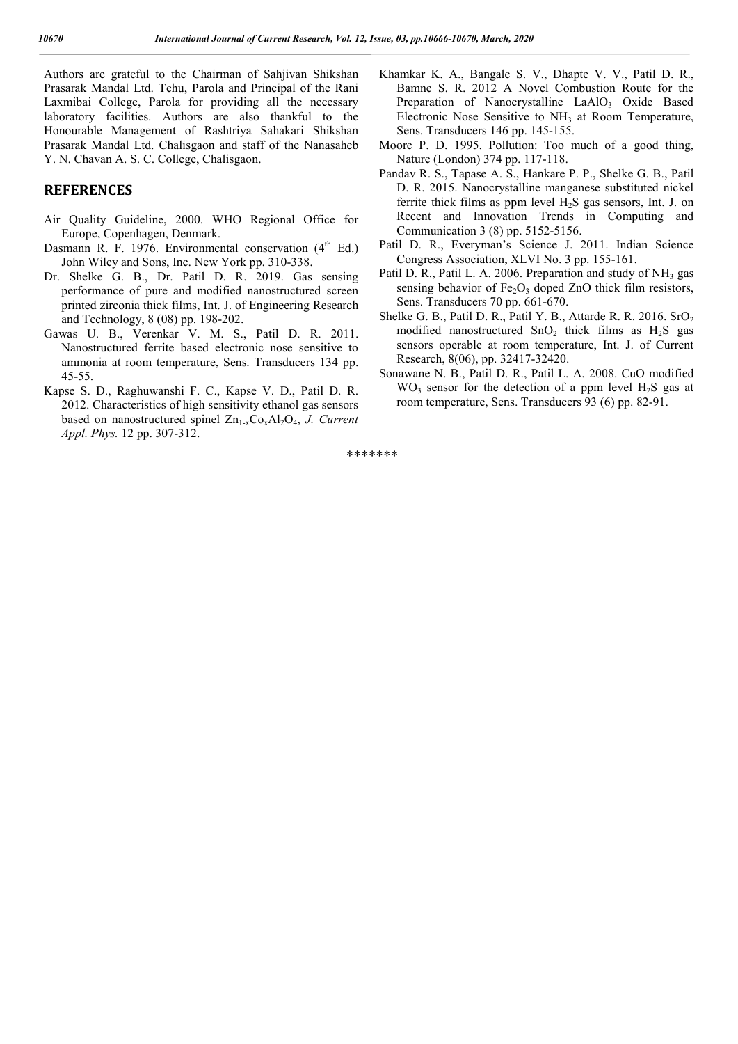Authors are grateful to the Chairman of Sahjivan Shikshan Prasarak Mandal Ltd. Tehu, Parola and Principal of the Rani Laxmibai College, Parola for providing all the necessary laboratory facilities. Authors are also thankful to the Honourable Management of Rashtriya Sahakari Shikshan Prasarak Mandal Ltd. Chalisgaon and staff of the Nanasaheb Y. N. Chavan A. S. C. College, Chalisgaon.

## REFERENCES

Air Quality Guideline, 2000. WHO Regional Office for Europe, Copenhagen, Denmark.

Dasmann R. F. 1976. Environmental conservation ($4^{th}$ Ed.) John Wiley and Sons, Inc. New York pp. 310-338.

Dr. Shelke G. B., Dr. Patil D. R. 2019. Gas sensing performance of pure and modified nanostructured screen printed zirconia thick films, Int. J. of Engineering Research and Technology, 8 (08) pp. 198-202.

Gawas U. B., Verenkar V. M. S., Patil D. R. 2011. Nanostructured ferrite based electronic nose sensitive to ammonia at room temperature, Sens. Transducers 134 pp. 45-55.

Kapse S. D., Raghuwanshi F. C., Kapse V. D., Patil D. R. 2012. Characteristics of high sensitivity ethanol gas sensors based on nanostructured spinel $Zn_{1-x}Co_xAl_2O_4$, *J. Current Appl. Phys.* 12 pp. 307-312.

Khamkar K. A., Bangale S. V., Dhapte V. V., Patil D. R., Bamne S. R. 2012 A Novel Combustion Route for the Preparation of Nanocrystalline $LaAlO_3$ Oxide Based Electronic Nose Sensitive to $NH_3$ at Room Temperature, Sens. Transducers 146 pp. 145-155.

Moore P. D. 1995. Pollution: Too much of a good thing, Nature (London) 374 pp. 117-118.

Pandav R. S., Tapase A. S., Hankare P. P., Shelke G. B., Patil D. R. 2015. Nanocrystalline manganese substituted nickel ferrite thick films as ppm level $H_2S$ gas sensors, Int. J. on Recent and Innovation Trends in Computing and Communication 3 (8) pp. 5152-5156.

Patil D. R., Everyman's Science J. 2011. Indian Science Congress Association, XLVI No. 3 pp. 155-161.

Patil D. R., Patil L. A. 2006. Preparation and study of $NH_3$ gas sensing behavior of $Fe_2O_3$ doped ZnO thick film resistors, Sens. Transducers 70 pp. 661-670.

Shelke G. B., Patil D. R., Patil Y. B., Attarde R. R. 2016. $SrO_2$ modified nanostructured $SnO_2$ thick films as $H_2S$ gas sensors operable at room temperature, Int. J. of Current Research, 8(06), pp. 32417-32420.

Sonawane N. B., Patil D. R., Patil L. A. 2008. CuO modified $WO_3$ sensor for the detection of a ppm level $H_2S$ gas at room temperature, Sens. Transducers 93 (6) pp. 82-91.

*******